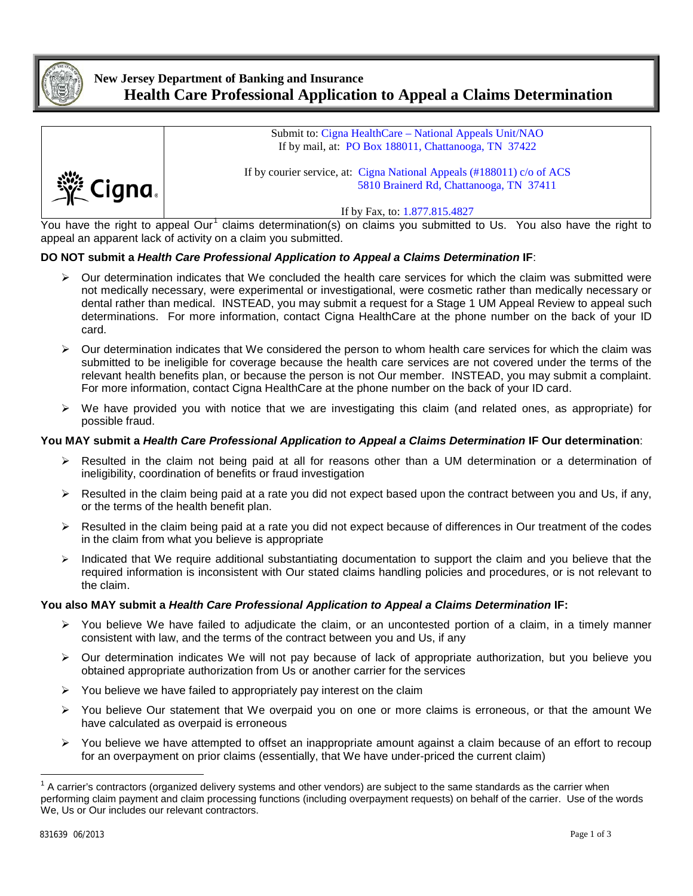**New Jersey Department of Banking and Insurance**

# Health Care Professional Application to Appeal a Claims Determination

| Cigna | Submit to: Cigna HealthCare – National Appeals Unit/NAO<br>If by mail, at: PO Box 188011, Chattanooga, TN 37422<br><br>If by courier service, at: Cigna National Appeals (#188011) c/o of ACS<br>5810 Brainerd Rd, Chattanooga, TN 37411<br><br>If by Fax, to: 1.877.815.4827 |
|---|---|

You have the right to appeal Our[1] claims determination(s) on claims you submitted to Us. You also have the right to appeal an apparent lack of activity on a claim you submitted.

**DO NOT submit a *Health Care Professional Application to Appeal a Claims Determination* IF**:

- Our determination indicates that We concluded the health care services for which the claim was submitted were not medically necessary, were experimental or investigational, were cosmetic rather than medically necessary or dental rather than medical. INSTEAD, you may submit a request for a Stage 1 UM Appeal Review to appeal such determinations. For more information, contact Cigna HealthCare at the phone number on the back of your ID card.
- Our determination indicates that We considered the person to whom health care services for which the claim was submitted to be ineligible for coverage because the health care services are not covered under the terms of the relevant health benefits plan, or because the person is not Our member. INSTEAD, you may submit a complaint. For more information, contact Cigna HealthCare at the phone number on the back of your ID card.
- We have provided you with notice that we are investigating this claim (and related ones, as appropriate) for possible fraud.

**You MAY submit a *Health Care Professional Application to Appeal a Claims Determination* IF Our determination**:

- Resulted in the claim not being paid at all for reasons other than a UM determination or a determination of ineligibility, coordination of benefits or fraud investigation
- Resulted in the claim being paid at a rate you did not expect based upon the contract between you and Us, if any, or the terms of the health benefit plan.
- Resulted in the claim being paid at a rate you did not expect because of differences in Our treatment of the codes in the claim from what you believe is appropriate
- Indicated that We require additional substantiating documentation to support the claim and you believe that the required information is inconsistent with Our stated claims handling policies and procedures, or is not relevant to the claim.

**You also MAY submit a *Health Care Professional Application to Appeal a Claims Determination* IF:**

- You believe We have failed to adjudicate the claim, or an uncontested portion of a claim, in a timely manner consistent with law, and the terms of the contract between you and Us, if any
- Our determination indicates We will not pay because of lack of appropriate authorization, but you believe you obtained appropriate authorization from Us or another carrier for the services
- You believe we have failed to appropriately pay interest on the claim
- You believe Our statement that We overpaid you on one or more claims is erroneous, or that the amount We have calculated as overpaid is erroneous
- You believe we have attempted to offset an inappropriate amount against a claim because of an effort to recoup for an overpayment on prior claims (essentially, that We have under-priced the current claim)

[1] A carrier's contractors (organized delivery systems and other vendors) are subject to the same standards as the carrier when performing claim payment and claim processing functions (including overpayment requests) on behalf of the carrier. Use of the words We, Us or Our includes our relevant contractors.

831639 06/2013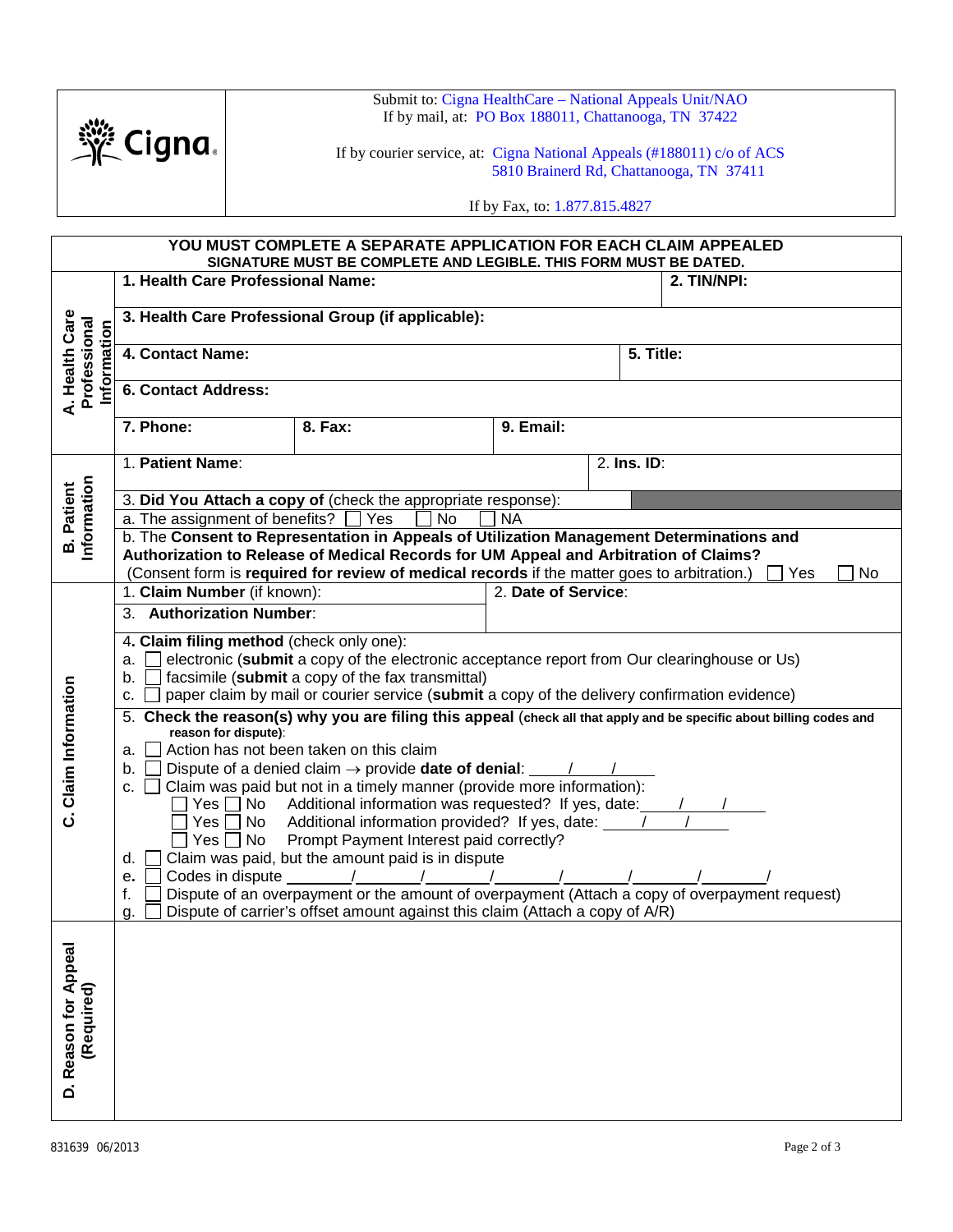Submit to: Cigna HealthCare – National Appeals Unit/NAO
If by mail, at: PO Box 188011, Chattanooga, TN 37422

If by courier service, at: Cigna National Appeals (#188011) c/o of ACS
5810 Brainerd Rd, Chattanooga, TN 37411

If by Fax, to: 1.877.815.4827

**YOU MUST COMPLETE A SEPARATE APPLICATION FOR EACH CLAIM APPEALED**
**SIGNATURE MUST BE COMPLETE AND LEGIBLE. THIS FORM MUST BE DATED.**

## A. Health Care Professional Information

| | |
|---|---|
| **1. Health Care Professional Name:** | **2. TIN/NPI:** |
| **3. Health Care Professional Group (if applicable):** | |
| **4. Contact Name:** | **5. Title:** |
| **6. Contact Address:** | |

| | | |
|---|---|---|
| **7. Phone:** | **8. Fax:** | **9. Email:** |

## B. Patient Information

| | |
|---|---|
| 1. **Patient Name**: | 2. **Ins. ID**: |

3. **Did You Attach a copy of** (check the appropriate response):

a. The assignment of benefits? ☐ Yes ☐ No ☐ NA

b. The **Consent to Representation in Appeals of Utilization Management Determinations and Authorization to Release of Medical Records for UM Appeal and Arbitration of Claims?**
(Consent form is **required for review of medical records** if the matter goes to arbitration.) ☐ Yes ☐ No

## C. Claim Information

| | |
|---|---|
| 1. **Claim Number** (if known): | 2. **Date of Service**: |
| 3. **Authorization Number**: | |

4. **Claim filing method** (check only one):

a. ☐ electronic (**submit** a copy of the electronic acceptance report from Our clearinghouse or Us)
b. ☐ facsimile (**submit** a copy of the fax transmittal)
c. ☐ paper claim by mail or courier service (**submit** a copy of the delivery confirmation evidence)

5. **Check the reason(s) why you are filing this appeal** (**check all that apply and be specific about billing codes and reason for dispute**):

a. ☐ Action has not been taken on this claim
b. ☐ Dispute of a denied claim → provide **date of denial**: ____/____/____
c. ☐ Claim was paid but not in a timely manner (provide more information):
   ☐ Yes ☐ No Additional information was requested? If yes, date: ____/____/____
   ☐ Yes ☐ No Additional information provided? If yes, date: ____/____/____
   ☐ Yes ☐ No Prompt Payment Interest paid correctly?
d. ☐ Claim was paid, but the amount paid is in dispute
e. ☐ Codes in dispute ______/______/______/______/______/______/______/
f. ☐ Dispute of an overpayment or the amount of overpayment (Attach a copy of overpayment request)
g. ☐ Dispute of carrier's offset amount against this claim (Attach a copy of A/R)

## D. Reason for Appeal (Required)

831639 06/2013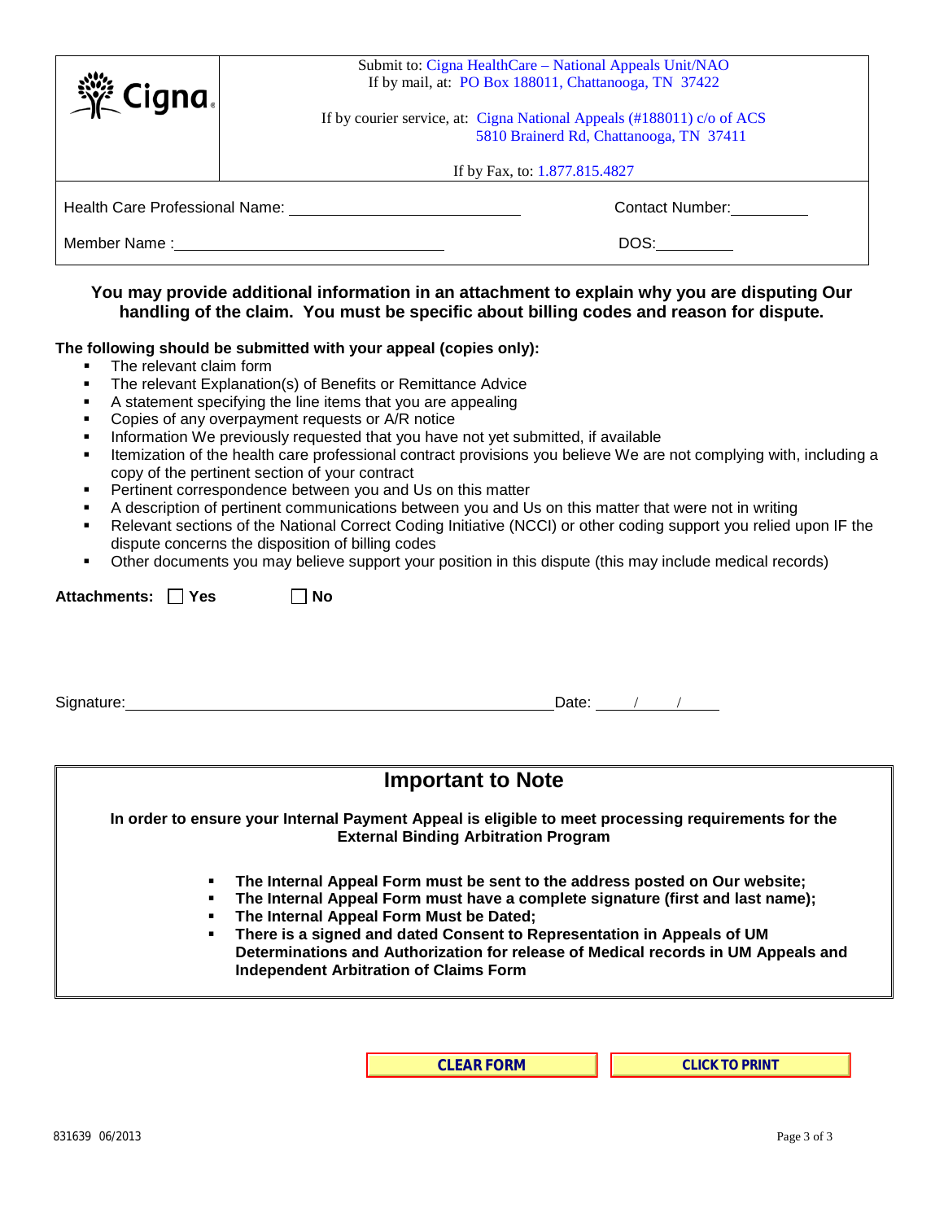| Cigna | Submit to: Cigna HealthCare – National Appeals Unit/NAO<br>If by mail, at: PO Box 188011, Chattanooga, TN 37422<br><br>If by courier service, at: Cigna National Appeals (#188011) c/o of ACS<br>5810 Brainerd Rd, Chattanooga, TN 37411<br><br>If by Fax, to: 1.877.815.4827 |
|---|---|

Health Care Professional Name: ____________________________ Contact Number: __________

Member Name : ______________________________ DOS: __________

**You may provide additional information in an attachment to explain why you are disputing Our handling of the claim. You must be specific about billing codes and reason for dispute.**

**The following should be submitted with your appeal (copies only):**

- The relevant claim form
- The relevant Explanation(s) of Benefits or Remittance Advice
- A statement specifying the line items that you are appealing
- Copies of any overpayment requests or A/R notice
- Information We previously requested that you have not yet submitted, if available
- Itemization of the health care professional contract provisions you believe We are not complying with, including a copy of the pertinent section of your contract
- Pertinent correspondence between you and Us on this matter
- A description of pertinent communications between you and Us on this matter that were not in writing
- Relevant sections of the National Correct Coding Initiative (NCCI) or other coding support you relied upon IF the dispute concerns the disposition of billing codes
- Other documents you may believe support your position in this dispute (this may include medical records)

**Attachments:** ☐ **Yes** ☐ **No**

Signature: ______________________________________________ Date: ____/____/____

## Important to Note

**In order to ensure your Internal Payment Appeal is eligible to meet processing requirements for the External Binding Arbitration Program**

- **The Internal Appeal Form must be sent to the address posted on Our website;**
- **The Internal Appeal Form must have a complete signature (first and last name);**
- **The Internal Appeal Form Must be Dated;**
- **There is a signed and dated Consent to Representation in Appeals of UM Determinations and Authorization for release of Medical records in UM Appeals and Independent Arbitration of Claims Form**

CLEAR FORM CLICK TO PRINT

831639 06/2013